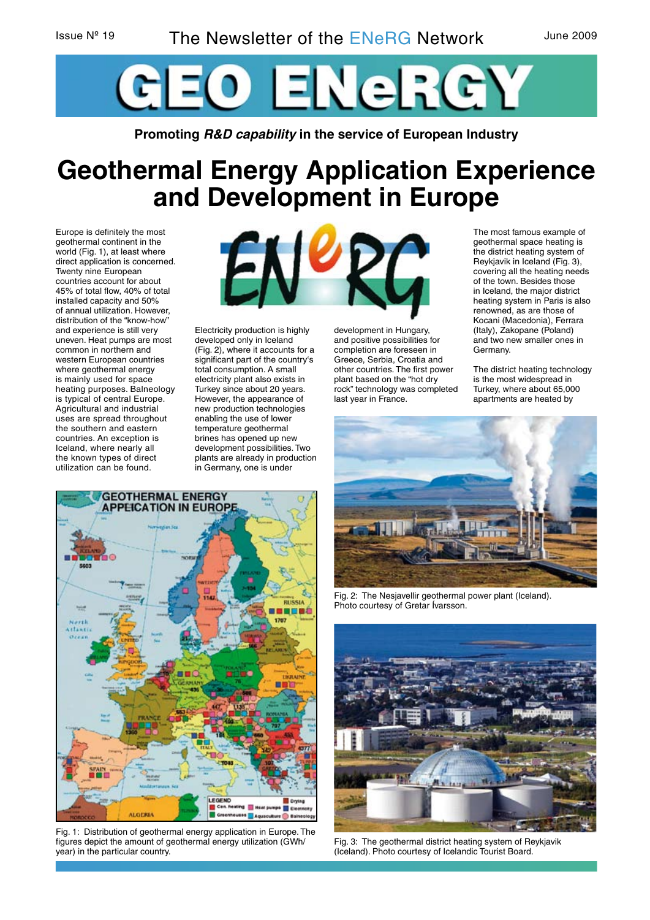Issue Nº 19 — The Newsletter of the ENeRG Network — June 2009

# GEO ENeRGY

**Promoting *R&D capability* in the service of European Industry**

# Geothermal Energy Application Experience and Development in Europe

Europe is definitely the most geothermal continent in the world (Fig. 1), at least where direct application is concerned. Twenty nine European countries account for about 45% of total flow, 40% of total installed capacity and 50% of annual utilization. However, distribution of the "know-how" and experience is still very uneven. Heat pumps are most common in northern and western European countries where geothermal energy is mainly used for space heating purposes. Balneology is typical of central Europe. Agricultural and industrial uses are spread throughout the southern and eastern countries. An exception is Iceland, where nearly all the known types of direct utilization can be found.

Electricity production is highly developed only in Iceland (Fig. 2), where it accounts for a significant part of the country's total consumption. A small electricity plant also exists in Turkey since about 20 years. However, the appearance of new production technologies enabling the use of lower temperature geothermal brines has opened up new development possibilities. Two plants are already in production in Germany, one is under development in Hungary, and positive possibilities for completion are foreseen in Greece, Serbia, Croatia and other countries. The first power plant based on the "hot dry rock" technology was completed last year in France.

The most famous example of geothermal space heating is the district heating system of Reykjavik in Iceland (Fig. 3), covering all the heating needs of the town. Besides those in Iceland, the major district heating system in Paris is also renowned, as are those of Kocani (Macedonia), Ferrara (Italy), Zakopane (Poland) and two new smaller ones in Germany.

The district heating technology is the most widespread in Turkey, where about 65,000 apartments are heated by

Fig. 1: Distribution of geothermal energy application in Europe. The figures depict the amount of geothermal energy utilization (GWh/year) in the particular country.

Fig. 2: The Nesjavellir geothermal power plant (Iceland). Photo courtesy of Gretar Ívarsson.

Fig. 3: The geothermal district heating system of Reykjavik (Iceland). Photo courtesy of Icelandic Tourist Board.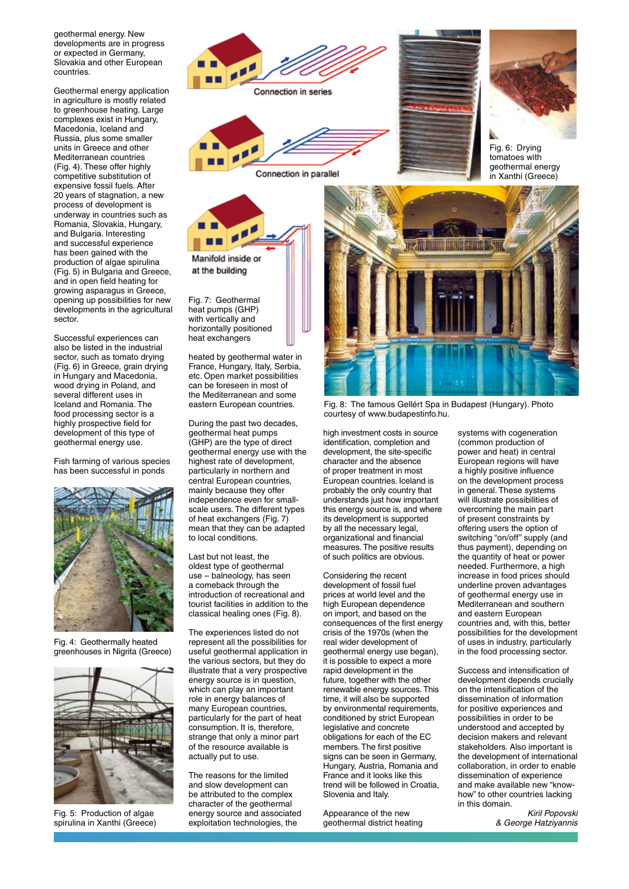geothermal energy. New developments are in progress or expected in Germany, Slovakia and other European countries.

Geothermal energy application in agriculture is mostly related to greenhouse heating. Large complexes exist in Hungary, Macedonia, Iceland and Russia, plus some smaller units in Greece and other Mediterranean countries (Fig. 4). These offer highly competitive substitution of expensive fossil fuels. After 20 years of stagnation, a new process of development is underway in countries such as Romania, Slovakia, Hungary, and Bulgaria. Interesting and successful experience has been gained with the production of algae spirulina (Fig. 5) in Bulgaria and Greece, and in open field heating for growing asparagus in Greece, opening up possibilities for new developments in the agricultural sector.

Successful experiences can also be listed in the industrial sector, such as tomato drying (Fig. 6) in Greece, grain drying in Hungary and Macedonia, wood drying in Poland, and several different uses in Iceland and Romania. The food processing sector is a highly prospective field for development of this type of geothermal energy use.

Fish farming of various species has been successful in ponds heated by geothermal water in France, Hungary, Italy, Serbia, etc. Open market possibilities can be foreseen in most of the Mediterranean and some eastern European countries.

During the past two decades, geothermal heat pumps (GHP) are the type of direct geothermal energy use with the highest rate of development, particularly in northern and central European countries, mainly because they offer independence even for small-scale users. The different types of heat exchangers (Fig. 7) mean that they can be adapted to local conditions.

Last but not least, the oldest type of geothermal use – balneology, has seen a comeback through the introduction of recreational and tourist facilities in addition to the classical healing ones (Fig. 8).

The experiences listed do not represent all the possibilities for useful geothermal application in the various sectors, but they do illustrate that a very prospective energy source is in question, which can play an important role in energy balances of many European countries, particularly for the part of heat consumption. It is, therefore, strange that only a minor part of the resource available is actually put to use.

The reasons for the limited and slow development can be attributed to the complex character of the geothermal energy source and associated exploitation technologies, the high investment costs in source identification, completion and development, the site-specific character and the absence of proper treatment in most European countries. Iceland is probably the only country that understands just how important this energy source is, and where its development is supported by all the necessary legal, organizational and financial measures. The positive results of such politics are obvious.

Considering the recent development of fossil fuel prices at world level and the high European dependence on import, and based on the consequences of the first energy crisis of the 1970s (when the real wider development of geothermal energy use began), it is possible to expect a more rapid development in the future, together with the other renewable energy sources. This time, it will also be supported by environmental requirements, conditioned by strict European legislative and concrete obligations for each of the EC members. The first positive signs can be seen in Germany, Hungary, Austria, Romania and France and it looks like this trend will be followed in Croatia, Slovenia and Italy.

Appearance of the new geothermal district heating systems with cogeneration (common production of power and heat) in central European regions will have a highly positive influence on the development process in general. These systems will illustrate possibilities of overcoming the main part of present constraints by offering users the option of switching "on/off" supply (and thus payment), depending on the quantity of heat or power needed. Furthermore, a high increase in food prices should underline proven advantages of geothermal energy use in Mediterranean and southern and eastern European countries and, with this, better possibilities for the development of uses in industry, particularly in the food processing sector.

Success and intensification of development depends crucially on the intensification of the dissemination of information for positive experiences and possibilities in order to be understood and accepted by decision makers and relevant stakeholders. Also important is the development of international collaboration, in order to enable dissemination of experience and make available new "know-how" to other countries lacking in this domain.

*Kiril Popovski & George Hatziyannis*

Fig. 4: Geothermally heated greenhouses in Nigrita (Greece)

Fig. 5: Production of algae spirulina in Xanthi (Greece)

Fig. 6: Drying tomatoes with geothermal energy in Xanthi (Greece)

Connection in series

Connection in parallel

Manifold inside or at the building

Fig. 7: Geothermal heat pumps (GHP) with vertically and horizontally positioned heat exchangers

Fig. 8: The famous Gellért Spa in Budapest (Hungary). Photo courtesy of www.budapestinfo.hu.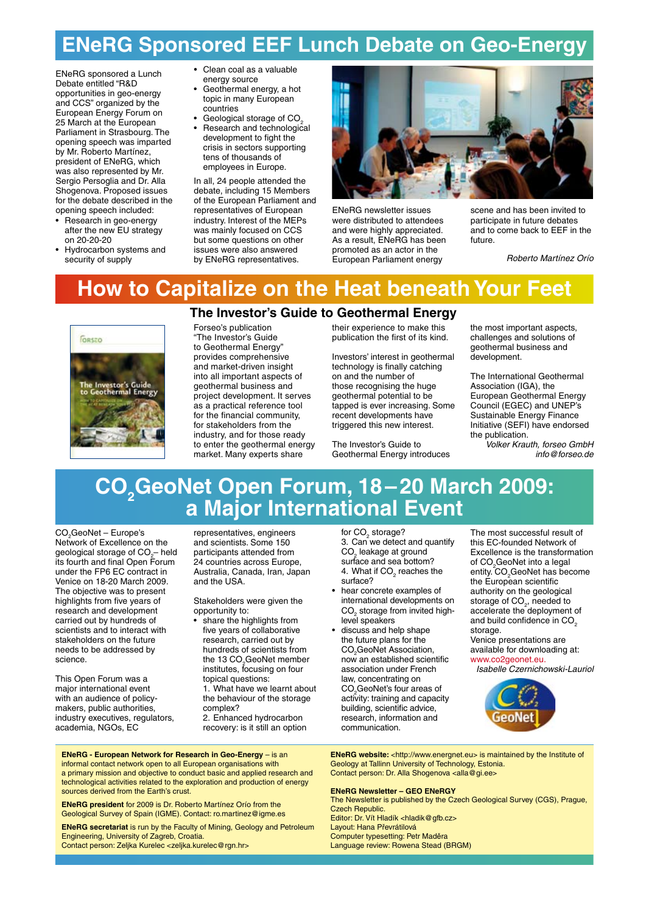# ENeRG Sponsored EEF Lunch Debate on Geo-Energy

ENeRG sponsored a Lunch Debate entitled "R&D opportunities in geo-energy and CCS" organized by the European Energy Forum on 25 March at the European Parliament in Strasbourg. The opening speech was imparted by Mr. Roberto Martínez, president of ENeRG, which was also represented by Mr. Sergio Persoglia and Dr. Alla Shogenova. Proposed issues for the debate described in the opening speech included:

- Research in geo-energy after the new EU strategy on 20-20-20
- Hydrocarbon systems and security of supply
- Clean coal as a valuable energy source
- Geothermal energy, a hot topic in many European countries
- Geological storage of $CO_2$
- Research and technological development to fight the crisis in sectors supporting tens of thousands of employees in Europe.

In all, 24 people attended the debate, including 15 Members of the European Parliament and representatives of European industry. Interest of the MEPs was mainly focused on CCS but some questions on other issues were also answered by ENeRG representatives.

ENeRG newsletter issues were distributed to attendees and were highly appreciated. As a result, ENeRG has been promoted as an actor in the European Parliament energy scene and has been invited to participate in future debates and to come back to EEF in the future.

*Roberto Martínez Orío*

# How to Capitalize on the Heat beneath Your Feet

## The Investor's Guide to Geothermal Energy

Forseo's publication "The Investor's Guide to Geothermal Energy" provides comprehensive and market-driven insight into all important aspects of geothermal business and project development. It serves as a practical reference tool for the financial community, for stakeholders from the industry, and for those ready to enter the geothermal energy market. Many experts share their experience to make this publication the first of its kind.

Investors' interest in geothermal technology is finally catching on and the number of those recognising the huge geothermal potential to be tapped is ever increasing. Some recent developments have triggered this new interest.

The Investor's Guide to Geothermal Energy introduces the most important aspects, challenges and solutions of geothermal business and development.

The International Geothermal Association (IGA), the European Geothermal Energy Council (EGEC) and UNEP's Sustainable Energy Finance Initiative (SEFI) have endorsed the publication.

*Volker Krauth, forseo GmbH*
*info@forseo.de*

# $CO_2$GeoNet Open Forum, 18–20 March 2009: a Major International Event

$CO_2$GeoNet – Europe's Network of Excellence on the geological storage of $CO_2$ – held its fourth and final Open Forum under the FP6 EC contract in Venice on 18-20 March 2009. The objective was to present highlights from five years of research and development carried out by hundreds of scientists and to interact with stakeholders on the future needs to be addressed by science.

This Open Forum was a major international event with an audience of policy-makers, public authorities, industry executives, regulators, academia, NGOs, EC representatives, engineers and scientists. Some 150 participants attended from 24 countries across Europe, Australia, Canada, Iran, Japan and the USA.

Stakeholders were given the opportunity to:

- share the highlights from five years of collaborative research, carried out by hundreds of scientists from the 13 $CO_2$GeoNet member institutes, focusing on four topical questions:
  1. What have we learnt about the behaviour of the storage complex?
  2. Enhanced hydrocarbon recovery: is it still an option for $CO_2$ storage?
  3. Can we detect and quantify $CO_2$ leakage at ground surface and sea bottom?
  4. What if $CO_2$ reaches the surface?
- hear concrete examples of international developments on $CO_2$ storage from invited high-level speakers
- discuss and help shape the future plans for the $CO_2$GeoNet Association, now an established scientific association under French law, concentrating on $CO_2$GeoNet's four areas of activity: training and capacity building, scientific advice, research, information and communication.

The most successful result of this EC-founded Network of Excellence is the transformation of $CO_2$GeoNet into a legal entity. $CO_2$GeoNet has become the European scientific authority on the geological storage of $CO_2$, needed to accelerate the deployment of and build confidence in $CO_2$ storage.

Venice presentations are available for downloading at: www.co2geonet.eu.

*Isabelle Czernichowski-Lauriol*

---

**ENeRG - European Network for Research in Geo-Energy** – is an informal contact network open to all European organisations with a primary mission and objective to conduct basic and applied research and technological activities related to the exploration and production of energy sources derived from the Earth's crust.

**ENeRG president** for 2009 is Dr. Roberto Martínez Orío from the Geological Survey of Spain (IGME). Contact: ro.martinez@igme.es

**ENeRG secretariat** is run by the Faculty of Mining, Geology and Petroleum Engineering, University of Zagreb, Croatia.
Contact person: Zeljka Kurelec <zeljka.kurelec@rgn.hr>

**ENeRG website:** <http://www.energnet.eu> is maintained by the Institute of Geology at Tallinn University of Technology, Estonia.
Contact person: Dr. Alla Shogenova <alla@gi.ee>

**ENeRG Newsletter – GEO ENeRGY**
The Newsletter is published by the Czech Geological Survey (CGS), Prague, Czech Republic.
Editor: Dr. Vít Hladík <hladik@gfb.cz>
Layout: Hana Převrátilová
Computer typesetting: Petr Maděra
Language review: Rowena Stead (BRGM)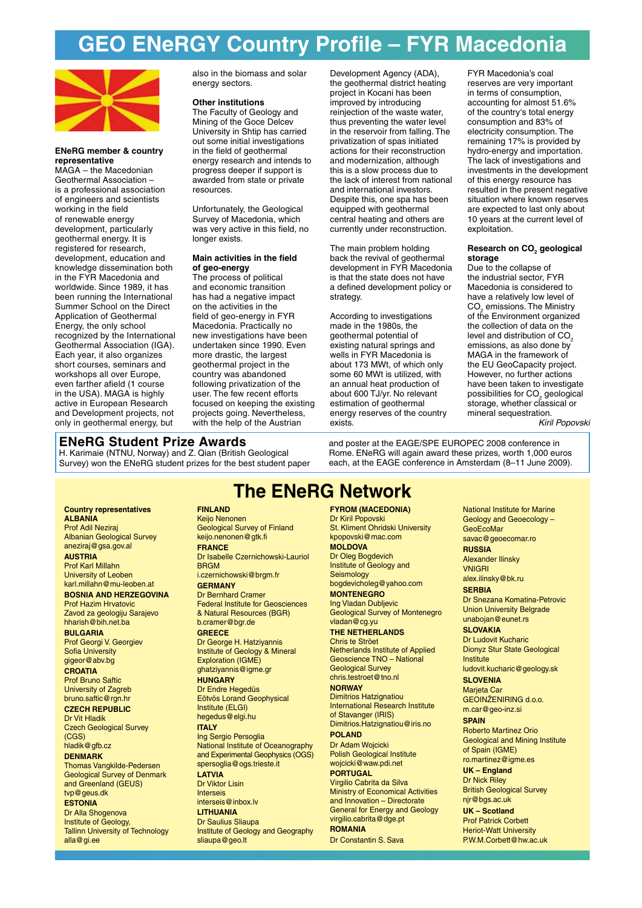# GEO ENeRGY Country Profile – FYR Macedonia

**ENeRG member & country representative**
MAGA – the Macedonian Geothermal Association – is a professional association of engineers and scientists working in the field of renewable energy development, particularly geothermal energy. It is registered for research, development, education and knowledge dissemination both in the FYR Macedonia and worldwide. Since 1989, it has been running the International Summer School on the Direct Application of Geothermal Energy, the only school recognized by the International Geothermal Association (IGA). Each year, it also organizes short courses, seminars and workshops all over Europe, even farther afield (1 course in the USA). MAGA is highly active in European Research and Development projects, not only in geothermal energy, but also in the biomass and solar energy sectors.

**Other institutions**
The Faculty of Geology and Mining of the Goce Delcev University in Shtip has carried out some initial investigations in the field of geothermal energy research and intends to progress deeper if support is awarded from state or private resources.

Unfortunately, the Geological Survey of Macedonia, which was very active in this field, no longer exists.

**Main activities in the field of geo-energy**
The process of political and economic transition has had a negative impact on the activities in the field of geo-energy in FYR Macedonia. Practically no new investigations have been undertaken since 1990. Even more drastic, the largest geothermal project in the country was abandoned following privatization of the user. The few recent efforts focused on keeping the existing projects going. Nevertheless, with the help of the Austrian Development Agency (ADA), the geothermal district heating project in Kocani has been improved by introducing reinjection of the waste water, thus preventing the water level in the reservoir from falling. The privatization of spas initiated actions for their reconstruction and modernization, although this is a slow process due to the lack of interest from national and international investors. Despite this, one spa has been equipped with geothermal central heating and others are currently under reconstruction.

The main problem holding back the revival of geothermal development in FYR Macedonia is that the state does not have a defined development policy or strategy.

According to investigations made in the 1980s, the geothermal potential of existing natural springs and wells in FYR Macedonia is about 173 MWt, of which only some 60 MWt is utilized, with an annual heat production of about 600 TJ/yr. No relevant estimation of geothermal energy reserves of the country exists.

FYR Macedonia's coal reserves are very important in terms of consumption, accounting for almost 51.6% of the country's total energy consumption and 83% of electricity consumption. The remaining 17% is provided by hydro-energy and importation. The lack of investigations and investments in the development of this energy resource has resulted in the present negative situation where known reserves are expected to last only about 10 years at the current level of exploitation.

**Research on $CO_2$ geological storage**
Due to the collapse of the industrial sector, FYR Macedonia is considered to have a relatively low level of $CO_2$ emissions. The Ministry of the Environment organized the collection of data on the level and distribution of $CO_2$ emissions, as also done by MAGA in the framework of the EU GeoCapacity project. However, no further actions have been taken to investigate possibilities for $CO_2$ geological storage, whether classical or mineral sequestration.

*Kiril Popovski*

## ENeRG Student Prize Awards

H. Karimaie (NTNU, Norway) and Z. Qian (British Geological Survey) won the ENeRG student prizes for the best student paper and poster at the EAGE/SPE EUROPEC 2008 conference in Rome. ENeRG will again award these prizes, worth 1,000 euros each, at the EAGE conference in Amsterdam (8–11 June 2009).

# The ENeRG Network

**Country representatives**

**ALBANIA**
Prof Adil Neziraj
Albanian Geological Survey
aneziraj@gsa.gov.al

**AUSTRIA**
Prof Karl Millahn
University of Leoben
karl.millahn@mu-leoben.at

**BOSNIA AND HERZEGOVINA**
Prof Hazim Hrvatovic
Zavod za geologiju Sarajevo
hharish@bih.net.ba

**BULGARIA**
Prof Georgi V. Georgiev
Sofia University
gigeor@abv.bg

**CROATIA**
Prof Bruno Saftic
University of Zagreb
bruno.saftic@rgn.hr

**CZECH REPUBLIC**
Dr Vit Hladik
Czech Geological Survey (CGS)
hladik@gfb.cz

**DENMARK**
Thomas Vangkilde-Pedersen
Geological Survey of Denmark and Greenland (GEUS)
tvp@geus.dk

**ESTONIA**
Dr Alla Shogenova
Institute of Geology, Tallinn University of Technology
alla@gi.ee

**FINLAND**
Keijo Nenonen
Geological Survey of Finland
keijo.nenonen@gtk.fi

**FRANCE**
Dr Isabelle Czernichowski-Lauriol
BRGM
i.czernichowski@brgm.fr

**GERMANY**
Dr Bernhard Cramer
Federal Institute for Geosciences & Natural Resources (BGR)
b.cramer@bgr.de

**GREECE**
Dr George H. Hatziyannis
Institute of Geology & Mineral Exploration (IGME)
ghatziyannis@igme.gr

**HUNGARY**
Dr Endre Hegedüs
Eötvös Lorand Geophysical Institute (ELGI)
hegedus@elgi.hu

**ITALY**
Ing Sergio Persoglia
National Institute of Oceanography and Experimental Geophysics (OGS)
spersoglia@ogs.trieste.it

**LATVIA**
Dr Viktor Lisin
Interseis
interseis@inbox.lv

**LITHUANIA**
Dr Saulius Sliaupa
Institute of Geology and Geography
sliaupa@geo.lt

**FYROM (MACEDONIA)**
Dr Kiril Popovski
St. Kliment Ohridski University
kpopovski@mac.com

**MOLDOVA**
Dr Oleg Bogdevich
Institute of Geology and Seismology
bogdevicholeg@yahoo.com

**MONTENEGRO**
Ing Vladan Dubljevic
Geological Survey of Montenegro
vladan@cg.yu

**THE NETHERLANDS**
Chris te Ströet
Netherlands Institute of Applied Geoscience TNO – National Geological Survey
chris.testroet@tno.nl

**NORWAY**
Dimitrios Hatzignatiou
International Research Institute of Stavanger (IRIS)
Dimitrios.Hatzignatiou@iris.no

**POLAND**
Dr Adam Wojcicki
Polish Geological Institute
wojcicki@waw.pdi.net

**PORTUGAL**
Virgilio Cabrita da Silva
Ministry of Economical Activities and Innovation – Directorate General for Energy and Geology
virgilio.cabrita@dge.pt

**ROMANIA**
Dr Constantin S. Sava
National Institute for Marine Geology and Geoecology – GeoEcoMar
savac@geoecomar.ro

**RUSSIA**
Alexander Ilinsky
VNIGRI
alex.ilinsky@bk.ru

**SERBIA**
Dr Snezana Komatina-Petrovic
Union University Belgrade
unabojan@eunet.rs

**SLOVAKIA**
Dr Ludovit Kucharic
Dionyz Stur State Geological Institute
ludovit.kucharic@geology.sk

**SLOVENIA**
Marjeta Car
GEOINŽENIRING d.o.o.
m.car@geo-inz.si

**SPAIN**
Roberto Martinez Orio
Geological and Mining Institute of Spain (IGME)
ro.martinez@igme.es

**UK – England**
Dr Nick Riley
British Geological Survey
njr@bgs.ac.uk

**UK – Scotland**
Prof Patrick Corbett
Heriot-Watt University
P.W.M.Corbett@hw.ac.uk